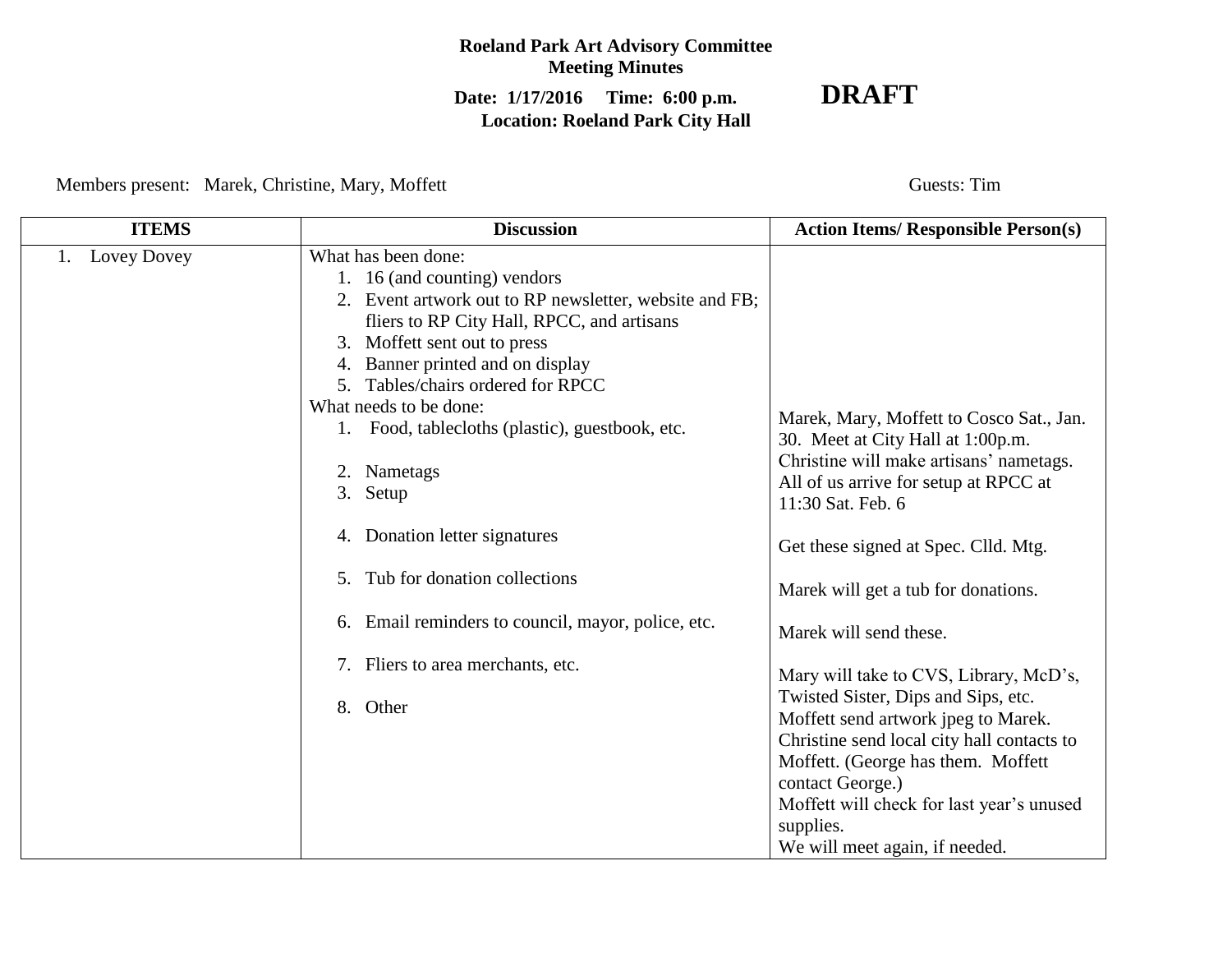**Roeland Park Art Advisory Committee**
**Meeting Minutes**

**Date: 1/17/2016 Time: 6:00 p.m.** **DRAFT**
**Location: Roeland Park City Hall**

Members present: Marek, Christine, Mary, Moffett

Guests: Tim

| ITEMS | Discussion | Action Items/ Responsible Person(s) |
|---|---|---|
| 1. Lovey Dovey | What has been done:<br>1. 16 (and counting) vendors<br>2. Event artwork out to RP newsletter, website and FB; fliers to RP City Hall, RPCC, and artisans<br>3. Moffett sent out to press<br>4. Banner printed and on display<br>5. Tables/chairs ordered for RPCC<br>What needs to be done:<br>1. Food, tablecloths (plastic), guestbook, etc. | Marek, Mary, Moffett to Cosco Sat., Jan. 30. Meet at City Hall at 1:00p.m. |
| | 2. Nametags | Christine will make artisans' nametags. |
| | 3. Setup | All of us arrive for setup at RPCC at 11:30 Sat. Feb. 6 |
| | 4. Donation letter signatures | Get these signed at Spec. Clld. Mtg. |
| | 5. Tub for donation collections | Marek will get a tub for donations. |
| | 6. Email reminders to council, mayor, police, etc. | Marek will send these. |
| | 7. Fliers to area merchants, etc. | Mary will take to CVS, Library, McD's, Twisted Sister, Dips and Sips, etc. |
| | 8. Other | Moffett send artwork jpeg to Marek.<br>Christine send local city hall contacts to Moffett. (George has them. Moffett contact George.)<br>Moffett will check for last year's unused supplies.<br>We will meet again, if needed. |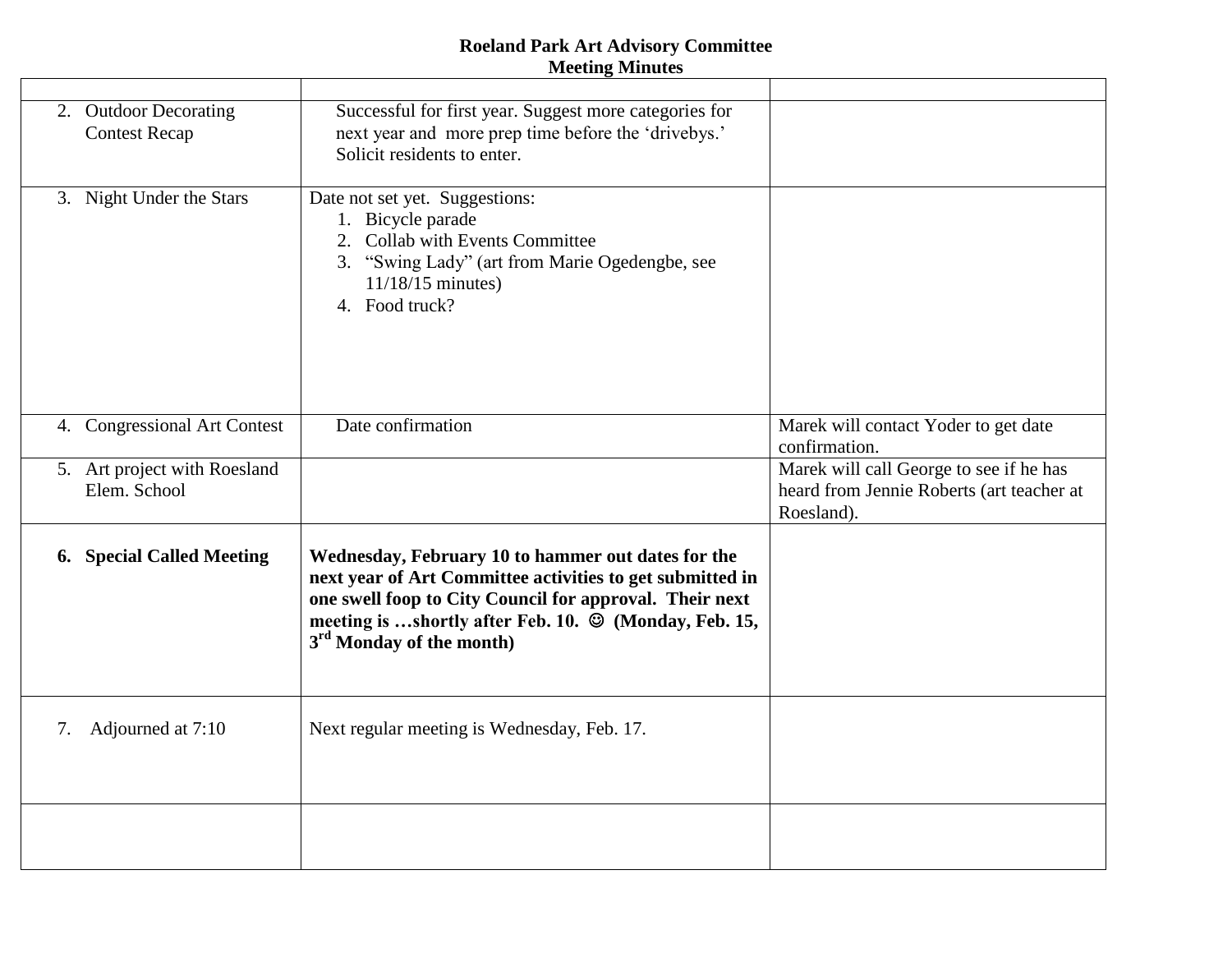**Roeland Park Art Advisory Committee**
**Meeting Minutes**

| | | |
|---|---|---|
| 2. Outdoor Decorating Contest Recap | Successful for first year. Suggest more categories for next year and more prep time before the 'drivebys.' Solicit residents to enter. | |
| 3. Night Under the Stars | Date not set yet. Suggestions:<br>1. Bicycle parade<br>2. Collab with Events Committee<br>3. "Swing Lady" (art from Marie Ogedengbe, see 11/18/15 minutes)<br>4. Food truck? | |
| 4. Congressional Art Contest | Date confirmation | Marek will contact Yoder to get date confirmation. |
| 5. Art project with Roesland Elem. School | | Marek will call George to see if he has heard from Jennie Roberts (art teacher at Roesland). |
| **6. Special Called Meeting** | **Wednesday, February 10 to hammer out dates for the next year of Art Committee activities to get submitted in one swell foop to City Council for approval. Their next meeting is …shortly after Feb. 10. ☺ (Monday, Feb. 15, 3rd Monday of the month)** | |
| 7. Adjourned at 7:10 | Next regular meeting is Wednesday, Feb. 17. | |
| | | |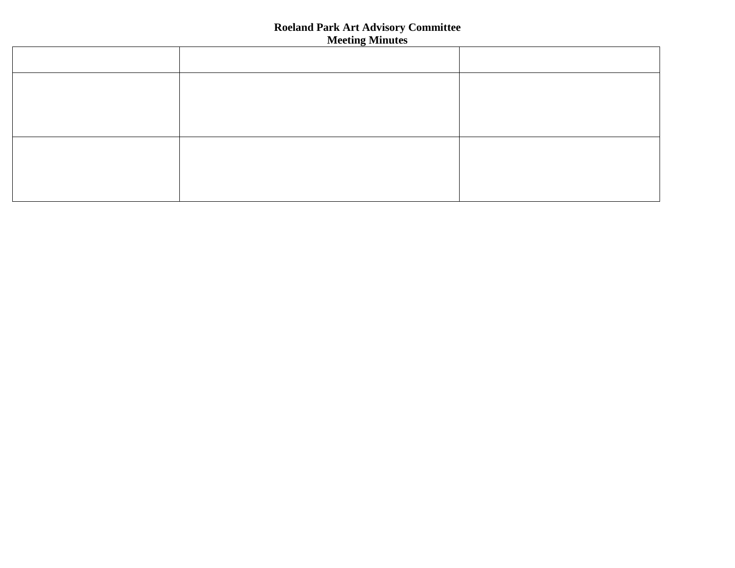**Roeland Park Art Advisory Committee**
**Meeting Minutes**

| | | |
|---|---|---|
| | | |
| | | |
| | | |